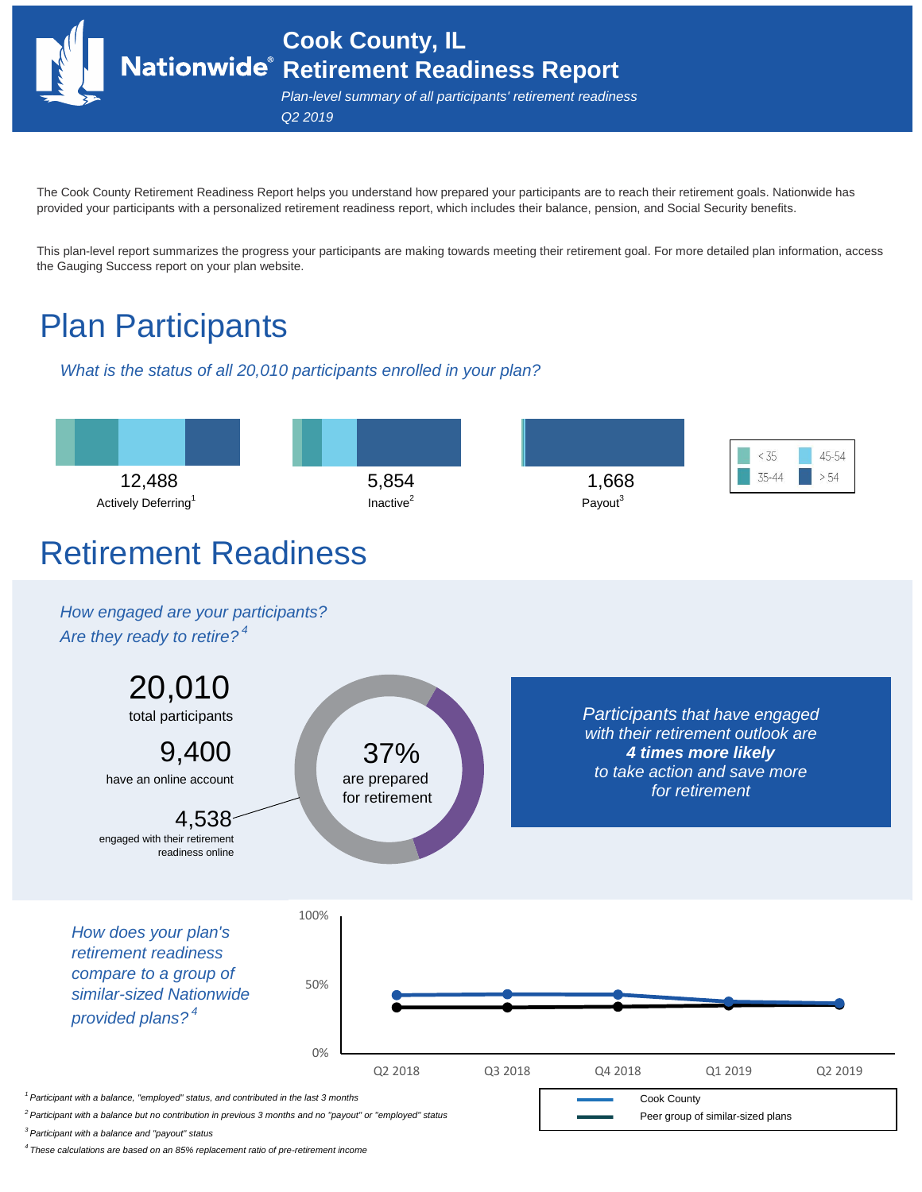# Cook County, IL Retirement Readiness Report

*Plan-level summary of all participants' retirement readiness*

*Q2 2019*

The Cook County Retirement Readiness Report helps you understand how prepared your participants are to reach their retirement goals. Nationwide has provided your participants with a personalized retirement readiness report, which includes their balance, pension, and Social Security benefits.

This plan-level report summarizes the progress your participants are making towards meeting their retirement goal. For more detailed plan information, access the Gauging Success report on your plan website.

## Plan Participants

*What is the status of all 20,010 participants enrolled in your plan?*

12,488
Actively Deferring[1]

5,854
Inactive[2]

1,668
Payout[3]

< 35 | 35-44 | 45-54 | > 54

## Retirement Readiness

*How engaged are your participants?*
*Are they ready to retire?*[4]

20,010
total participants

9,400
have an online account

4,538
engaged with their retirement readiness online

37%
are prepared for retirement

*Participants that have engaged with their retirement outlook are* ***4 times more likely*** *to take action and save more for retirement*

*How does your plan's retirement readiness compare to a group of similar-sized Nationwide provided plans?*[4]

100%
50%
0%

Q2 2018 | Q3 2018 | Q4 2018 | Q1 2019 | Q2 2019

Cook County
Peer group of similar-sized plans

*[1] Participant with a balance, "employed" status, and contributed in the last 3 months*

*[2] Participant with a balance but no contribution in previous 3 months and no "payout" or "employed" status*

*[3] Participant with a balance and "payout" status*

*[4] These calculations are based on an 85% replacement ratio of pre-retirement income*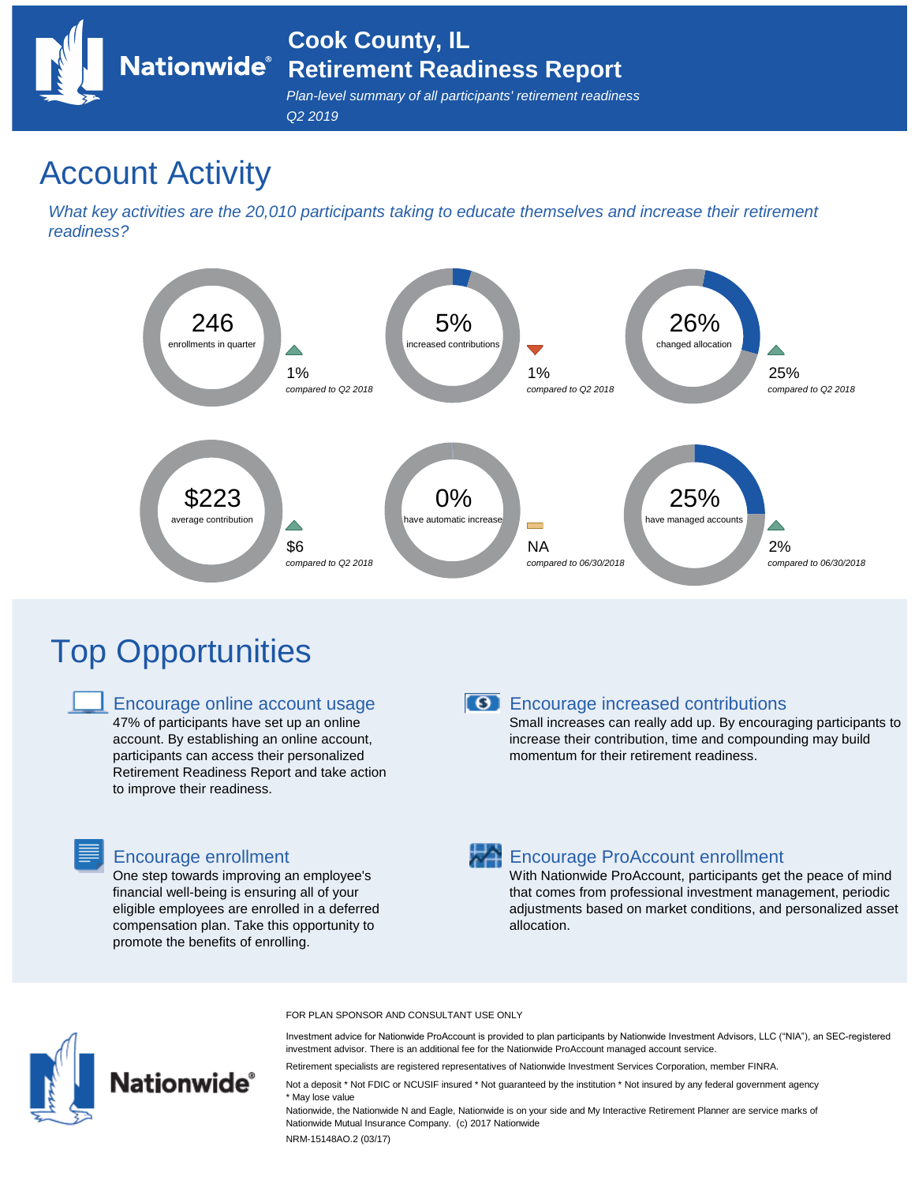Nationwide®

# Cook County, IL Retirement Readiness Report

*Plan-level summary of all participants' retirement readiness*

*Q2 2019*

## Account Activity

*What key activities are the 20,010 participants taking to educate themselves and increase their retirement readiness?*

246
enrollments in quarter
1%
*compared to Q2 2018*

5%
increased contributions
1%
*compared to Q2 2018*

26%
changed allocation
25%
*compared to Q2 2018*

$223
average contribution
$6
*compared to Q2 2018*

0%
have automatic increase
NA
*compared to 06/30/2018*

25%
have managed accounts
2%
*compared to 06/30/2018*

## Top Opportunities

### Encourage online account usage

47% of participants have set up an online account. By establishing an online account, participants can access their personalized Retirement Readiness Report and take action to improve their readiness.

### Encourage increased contributions

Small increases can really add up. By encouraging participants to increase their contribution, time and compounding may build momentum for their retirement readiness.

### Encourage enrollment

One step towards improving an employee's financial well-being is ensuring all of your eligible employees are enrolled in a deferred compensation plan. Take this opportunity to promote the benefits of enrolling.

### Encourage ProAccount enrollment

With Nationwide ProAccount, participants get the peace of mind that comes from professional investment management, periodic adjustments based on market conditions, and personalized asset allocation.

Nationwide®

FOR PLAN SPONSOR AND CONSULTANT USE ONLY

Investment advice for Nationwide ProAccount is provided to plan participants by Nationwide Investment Advisors, LLC ("NIA"), an SEC-registered investment advisor. There is an additional fee for the Nationwide ProAccount managed account service.

Retirement specialists are registered representatives of Nationwide Investment Services Corporation, member FINRA.

Not a deposit * Not FDIC or NCUSIF insured * Not guaranteed by the institution * Not insured by any federal government agency * May lose value

Nationwide, the Nationwide N and Eagle, Nationwide is on your side and My Interactive Retirement Planner are service marks of Nationwide Mutual Insurance Company. (c) 2017 Nationwide

NRM-15148AO.2 (03/17)